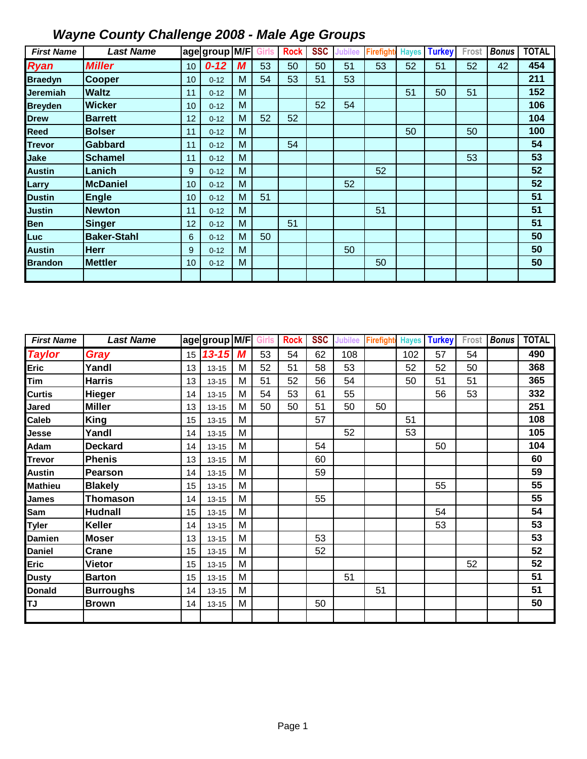# Wayne County Challenge 2008 - Male Age Groups

| First Name | Last Name | age | group | M/F | Girls | Rock | SSC | Jubilee | Firefight | Hayes | Turkey | Frost | Bonus | TOTAL |
|---|---|---|---|---|---|---|---|---|---|---|---|---|---|---|
| Ryan | Miller | 10 | 0-12 | M | 53 | 50 | 50 | 51 | 53 | 52 | 51 | 52 | 42 | 454 |
| Braedyn | Cooper | 10 | 0-12 | M | 54 | 53 | 51 | 53 | | | | | | 211 |
| Jeremiah | Waltz | 11 | 0-12 | M | | | | | | 51 | 50 | 51 | | 152 |
| Breyden | Wicker | 10 | 0-12 | M | | | 52 | 54 | | | | | | 106 |
| Drew | Barrett | 12 | 0-12 | M | 52 | 52 | | | | | | | | 104 |
| Reed | Bolser | 11 | 0-12 | M | | | | | | 50 | | 50 | | 100 |
| Trevor | Gabbard | 11 | 0-12 | M | | 54 | | | | | | | | 54 |
| Jake | Schamel | 11 | 0-12 | M | | | | | | | | 53 | | 53 |
| Austin | Lanich | 9 | 0-12 | M | | | | | 52 | | | | | 52 |
| Larry | McDaniel | 10 | 0-12 | M | | | | 52 | | | | | | 52 |
| Dustin | Engle | 10 | 0-12 | M | 51 | | | | | | | | | 51 |
| Justin | Newton | 11 | 0-12 | M | | | | | 51 | | | | | 51 |
| Ben | Singer | 12 | 0-12 | M | | 51 | | | | | | | | 51 |
| Luc | Baker-Stahl | 6 | 0-12 | M | 50 | | | | | | | | | 50 |
| Austin | Herr | 9 | 0-12 | M | | | | 50 | | | | | | 50 |
| Brandon | Mettler | 10 | 0-12 | M | | | | | 50 | | | | | 50 |
| | | | | | | | | | | | | | | |

| First Name | Last Name | age | group | M/F | Girls | Rock | SSC | Jubilee | Firefight | Hayes | Turkey | Frost | Bonus | TOTAL |
|---|---|---|---|---|---|---|---|---|---|---|---|---|---|---|
| Taylor | Gray | 15 | 13-15 | M | 53 | 54 | 62 | 108 | | 102 | 57 | 54 | | 490 |
| Eric | Yandl | 13 | 13-15 | M | 52 | 51 | 58 | 53 | | 52 | 52 | 50 | | 368 |
| Tim | Harris | 13 | 13-15 | M | 51 | 52 | 56 | 54 | | 50 | 51 | 51 | | 365 |
| Curtis | Hieger | 14 | 13-15 | M | 54 | 53 | 61 | 55 | | | 56 | 53 | | 332 |
| Jared | Miller | 13 | 13-15 | M | 50 | 50 | 51 | 50 | 50 | | | | | 251 |
| Caleb | King | 15 | 13-15 | M | | | 57 | | | 51 | | | | 108 |
| Jesse | Yandl | 14 | 13-15 | M | | | | 52 | | 53 | | | | 105 |
| Adam | Deckard | 14 | 13-15 | M | | | 54 | | | | 50 | | | 104 |
| Trevor | Phenis | 13 | 13-15 | M | | | 60 | | | | | | | 60 |
| Austin | Pearson | 14 | 13-15 | M | | | 59 | | | | | | | 59 |
| Mathieu | Blakely | 15 | 13-15 | M | | | | | | | 55 | | | 55 |
| James | Thomason | 14 | 13-15 | M | | | 55 | | | | | | | 55 |
| Sam | Hudnall | 15 | 13-15 | M | | | | | | | 54 | | | 54 |
| Tyler | Keller | 14 | 13-15 | M | | | | | | | 53 | | | 53 |
| Damien | Moser | 13 | 13-15 | M | | | 53 | | | | | | | 53 |
| Daniel | Crane | 15 | 13-15 | M | | | 52 | | | | | | | 52 |
| Eric | Vietor | 15 | 13-15 | M | | | | | | | | 52 | | 52 |
| Dusty | Barton | 15 | 13-15 | M | | | | 51 | | | | | | 51 |
| Donald | Burroughs | 14 | 13-15 | M | | | | | 51 | | | | | 51 |
| TJ | Brown | 14 | 13-15 | M | | | 50 | | | | | | | 50 |
| | | | | | | | | | | | | | | |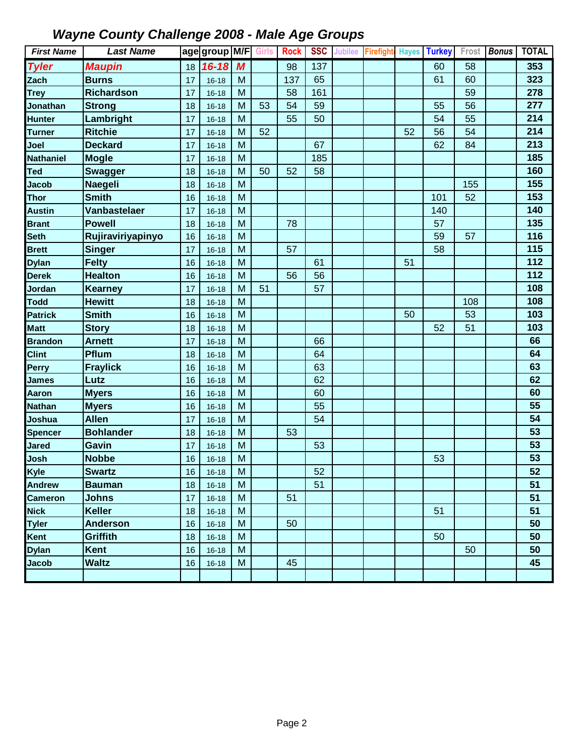# Wayne County Challenge 2008 - Male Age Groups

| First Name | Last Name | age | group | M/F | Girls | Rock | SSC | Jubilee | Firefight | Hayes | Turkey | Frost | Bonus | TOTAL |
|---|---|---|---|---|---|---|---|---|---|---|---|---|---|---|
| Tyler | Maupin | 18 | 16-18 | M | | 98 | 137 | | | | 60 | 58 | | 353 |
| Zach | Burns | 17 | 16-18 | M | | 137 | 65 | | | | 61 | 60 | | 323 |
| Trey | Richardson | 17 | 16-18 | M | | 58 | 161 | | | | | 59 | | 278 |
| Jonathan | Strong | 18 | 16-18 | M | 53 | 54 | 59 | | | | 55 | 56 | | 277 |
| Hunter | Lambright | 17 | 16-18 | M | | 55 | 50 | | | | 54 | 55 | | 214 |
| Turner | Ritchie | 17 | 16-18 | M | 52 | | | | | 52 | 56 | 54 | | 214 |
| Joel | Deckard | 17 | 16-18 | M | | | 67 | | | | 62 | 84 | | 213 |
| Nathaniel | Mogle | 17 | 16-18 | M | | | 185 | | | | | | | 185 |
| Ted | Swagger | 18 | 16-18 | M | 50 | 52 | 58 | | | | | | | 160 |
| Jacob | Naegeli | 18 | 16-18 | M | | | | | | | | 155 | | 155 |
| Thor | Smith | 16 | 16-18 | M | | | | | | | 101 | 52 | | 153 |
| Austin | Vanbastelaer | 17 | 16-18 | M | | | | | | | 140 | | | 140 |
| Brant | Powell | 18 | 16-18 | M | | 78 | | | | | 57 | | | 135 |
| Seth | Rujiraviriyapinyo | 16 | 16-18 | M | | | | | | | 59 | 57 | | 116 |
| Brett | Singer | 17 | 16-18 | M | | 57 | | | | | 58 | | | 115 |
| Dylan | Felty | 16 | 16-18 | M | | | 61 | | | 51 | | | | 112 |
| Derek | Healton | 16 | 16-18 | M | | 56 | 56 | | | | | | | 112 |
| Jordan | Kearney | 17 | 16-18 | M | 51 | | 57 | | | | | | | 108 |
| Todd | Hewitt | 18 | 16-18 | M | | | | | | | | 108 | | 108 |
| Patrick | Smith | 16 | 16-18 | M | | | | | | 50 | | 53 | | 103 |
| Matt | Story | 18 | 16-18 | M | | | | | | | 52 | 51 | | 103 |
| Brandon | Arnett | 17 | 16-18 | M | | | 66 | | | | | | | 66 |
| Clint | Pflum | 18 | 16-18 | M | | | 64 | | | | | | | 64 |
| Perry | Fraylick | 16 | 16-18 | M | | | 63 | | | | | | | 63 |
| James | Lutz | 16 | 16-18 | M | | | 62 | | | | | | | 62 |
| Aaron | Myers | 16 | 16-18 | M | | | 60 | | | | | | | 60 |
| Nathan | Myers | 16 | 16-18 | M | | | 55 | | | | | | | 55 |
| Joshua | Allen | 17 | 16-18 | M | | | 54 | | | | | | | 54 |
| Spencer | Bohlander | 18 | 16-18 | M | | 53 | | | | | | | | 53 |
| Jared | Gavin | 17 | 16-18 | M | | | 53 | | | | | | | 53 |
| Josh | Nobbe | 16 | 16-18 | M | | | | | | | 53 | | | 53 |
| Kyle | Swartz | 16 | 16-18 | M | | | 52 | | | | | | | 52 |
| Andrew | Bauman | 18 | 16-18 | M | | | 51 | | | | | | | 51 |
| Cameron | Johns | 17 | 16-18 | M | | 51 | | | | | | | | 51 |
| Nick | Keller | 18 | 16-18 | M | | | | | | | 51 | | | 51 |
| Tyler | Anderson | 16 | 16-18 | M | | 50 | | | | | | | | 50 |
| Kent | Griffith | 18 | 16-18 | M | | | | | | | 50 | | | 50 |
| Dylan | Kent | 16 | 16-18 | M | | | | | | | | 50 | | 50 |
| Jacob | Waltz | 16 | 16-18 | M | | 45 | | | | | | | | 45 |
| | | | | | | | | | | | | | | |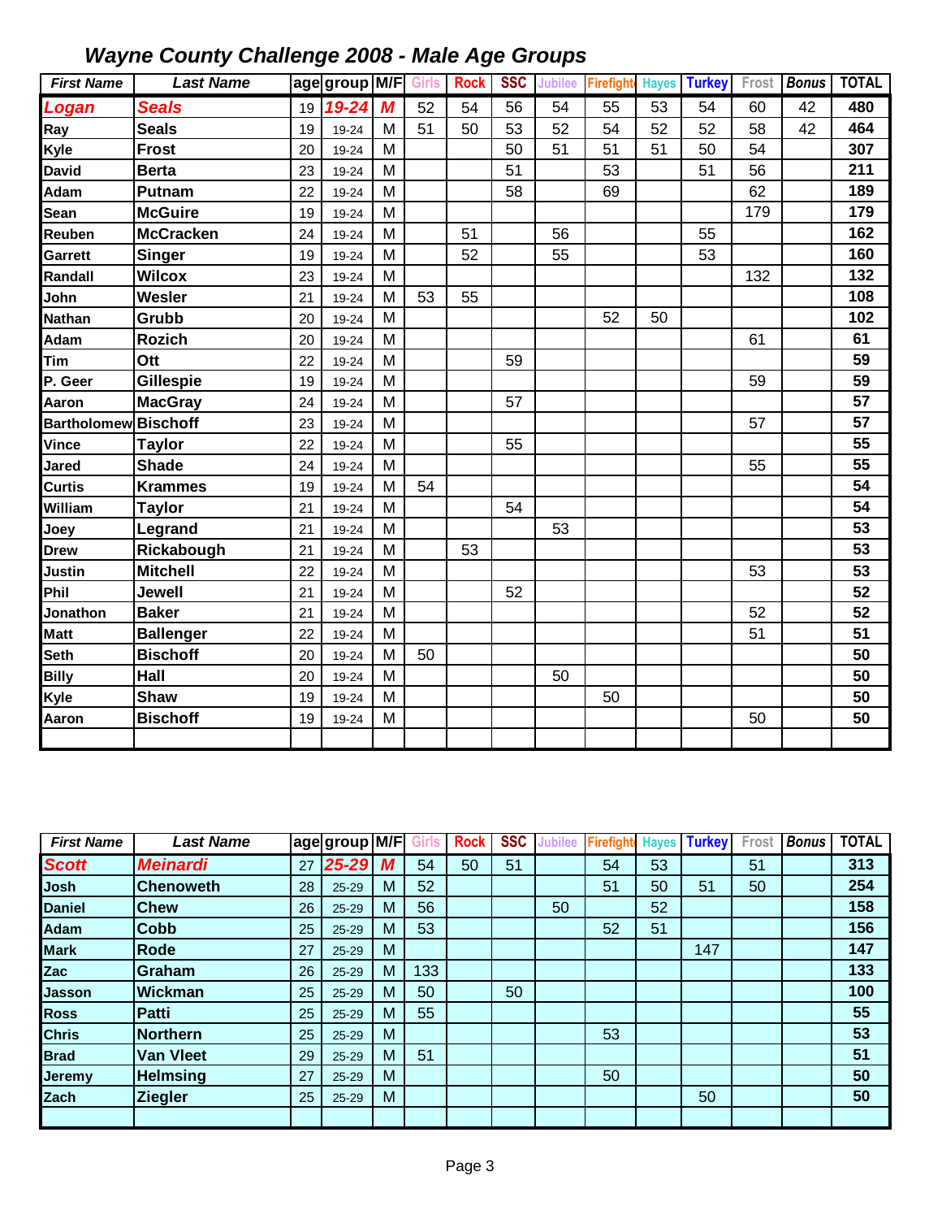# Wayne County Challenge 2008 - Male Age Groups

| First Name | Last Name | age | group | M/F | Girls | Rock | SSC | Jubilee | Firefight | Hayes | Turkey | Frost | Bonus | TOTAL |
|---|---|---|---|---|---|---|---|---|---|---|---|---|---|---|
| Logan | Seals | 19 | 19-24 | M | 52 | 54 | 56 | 54 | 55 | 53 | 54 | 60 | 42 | 480 |
| Ray | Seals | 19 | 19-24 | M | 51 | 50 | 53 | 52 | 54 | 52 | 52 | 58 | 42 | 464 |
| Kyle | Frost | 20 | 19-24 | M | | | 50 | 51 | 51 | 51 | 50 | 54 | | 307 |
| David | Berta | 23 | 19-24 | M | | | 51 | | 53 | | 51 | 56 | | 211 |
| Adam | Putnam | 22 | 19-24 | M | | | 58 | | 69 | | | 62 | | 189 |
| Sean | McGuire | 19 | 19-24 | M | | | | | | | | 179 | | 179 |
| Reuben | McCracken | 24 | 19-24 | M | | 51 | | 56 | | | 55 | | | 162 |
| Garrett | Singer | 19 | 19-24 | M | | 52 | | 55 | | | 53 | | | 160 |
| Randall | Wilcox | 23 | 19-24 | M | | | | | | | | 132 | | 132 |
| John | Wesler | 21 | 19-24 | M | 53 | 55 | | | | | | | | 108 |
| Nathan | Grubb | 20 | 19-24 | M | | | | | 52 | 50 | | | | 102 |
| Adam | Rozich | 20 | 19-24 | M | | | | | | | | 61 | | 61 |
| Tim | Ott | 22 | 19-24 | M | | | 59 | | | | | | | 59 |
| P. Geer | Gillespie | 19 | 19-24 | M | | | | | | | | 59 | | 59 |
| Aaron | MacGray | 24 | 19-24 | M | | | 57 | | | | | | | 57 |
| Bartholomew | Bischoff | 23 | 19-24 | M | | | | | | | | 57 | | 57 |
| Vince | Taylor | 22 | 19-24 | M | | | 55 | | | | | | | 55 |
| Jared | Shade | 24 | 19-24 | M | | | | | | | | 55 | | 55 |
| Curtis | Krammes | 19 | 19-24 | M | 54 | | | | | | | | | 54 |
| William | Taylor | 21 | 19-24 | M | | | 54 | | | | | | | 54 |
| Joey | Legrand | 21 | 19-24 | M | | | | 53 | | | | | | 53 |
| Drew | Rickabough | 21 | 19-24 | M | | 53 | | | | | | | | 53 |
| Justin | Mitchell | 22 | 19-24 | M | | | | | | | | 53 | | 53 |
| Phil | Jewell | 21 | 19-24 | M | | | 52 | | | | | | | 52 |
| Jonathon | Baker | 21 | 19-24 | M | | | | | | | | 52 | | 52 |
| Matt | Ballenger | 22 | 19-24 | M | | | | | | | | 51 | | 51 |
| Seth | Bischoff | 20 | 19-24 | M | 50 | | | | | | | | | 50 |
| Billy | Hall | 20 | 19-24 | M | | | | 50 | | | | | | 50 |
| Kyle | Shaw | 19 | 19-24 | M | | | | | 50 | | | | | 50 |
| Aaron | Bischoff | 19 | 19-24 | M | | | | | | | | 50 | | 50 |

| First Name | Last Name | age | group | M/F | Girls | Rock | SSC | Jubilee | Firefight | Hayes | Turkey | Frost | Bonus | TOTAL |
|---|---|---|---|---|---|---|---|---|---|---|---|---|---|---|
| Scott | Meinardi | 27 | 25-29 | M | 54 | 50 | 51 | | 54 | 53 | | 51 | | 313 |
| Josh | Chenoweth | 28 | 25-29 | M | 52 | | | | 51 | 50 | 51 | 50 | | 254 |
| Daniel | Chew | 26 | 25-29 | M | 56 | | | 50 | | 52 | | | | 158 |
| Adam | Cobb | 25 | 25-29 | M | 53 | | | | 52 | 51 | | | | 156 |
| Mark | Rode | 27 | 25-29 | M | | | | | | | 147 | | | 147 |
| Zac | Graham | 26 | 25-29 | M | 133 | | | | | | | | | 133 |
| Jasson | Wickman | 25 | 25-29 | M | 50 | | 50 | | | | | | | 100 |
| Ross | Patti | 25 | 25-29 | M | 55 | | | | | | | | | 55 |
| Chris | Northern | 25 | 25-29 | M | | | | | 53 | | | | | 53 |
| Brad | Van Vleet | 29 | 25-29 | M | 51 | | | | | | | | | 51 |
| Jeremy | Helmsing | 27 | 25-29 | M | | | | | 50 | | | | | 50 |
| Zach | Ziegler | 25 | 25-29 | M | | | | | | | 50 | | | 50 |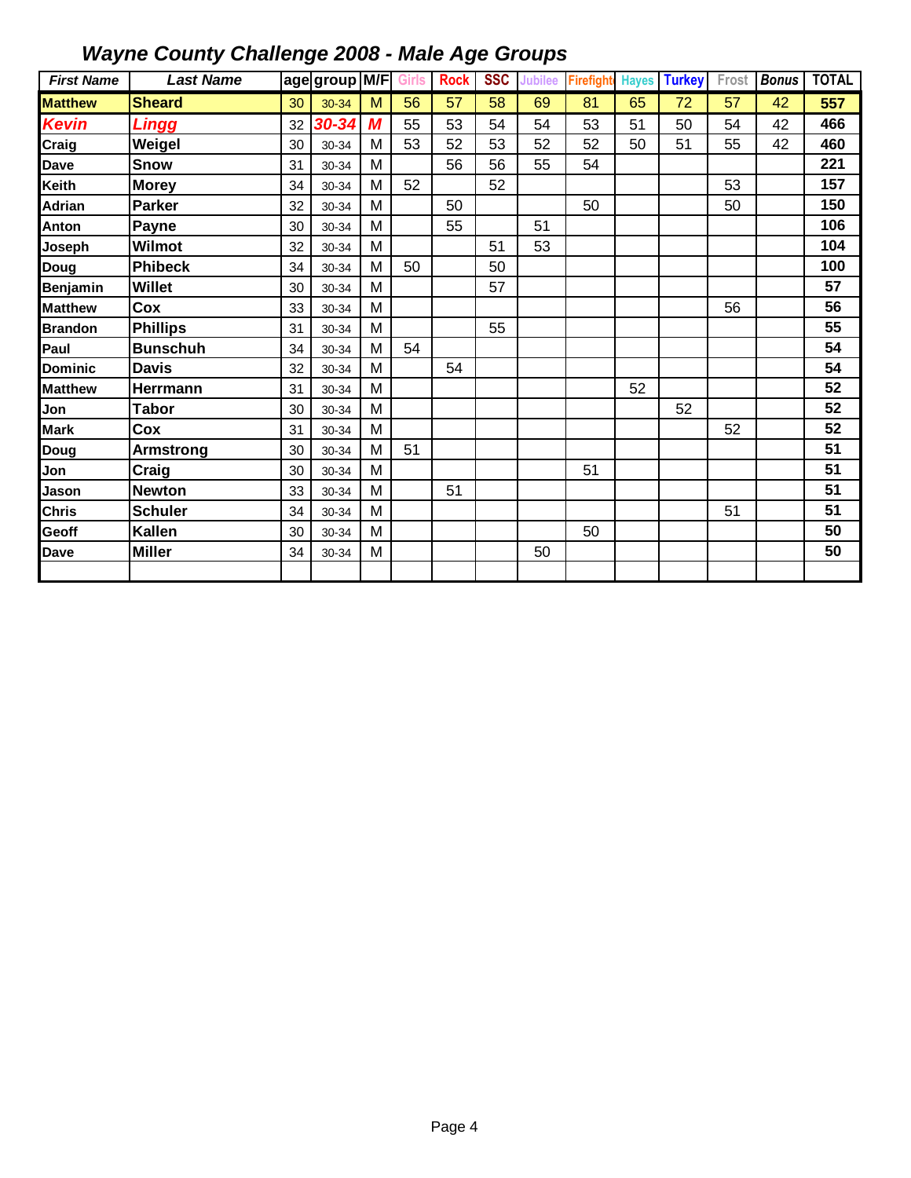# *Wayne County Challenge 2008 - Male Age Groups*

| First Name | Last Name | age | group | M/F | Girls | Rock | SSC | Jubilee | Firefight | Hayes | Turkey | Frost | Bonus | TOTAL |
|---|---|---|---|---|---|---|---|---|---|---|---|---|---|---|
| Matthew | Sheard | 30 | 30-34 | M | 56 | 57 | 58 | 69 | 81 | 65 | 72 | 57 | 42 | 557 |
| Kevin | Lingg | 32 | 30-34 | M | 55 | 53 | 54 | 54 | 53 | 51 | 50 | 54 | 42 | 466 |
| Craig | Weigel | 30 | 30-34 | M | 53 | 52 | 53 | 52 | 52 | 50 | 51 | 55 | 42 | 460 |
| Dave | Snow | 31 | 30-34 | M | | 56 | 56 | 55 | 54 | | | | | 221 |
| Keith | Morey | 34 | 30-34 | M | 52 | | 52 | | | | | 53 | | 157 |
| Adrian | Parker | 32 | 30-34 | M | | 50 | | | 50 | | | 50 | | 150 |
| Anton | Payne | 30 | 30-34 | M | | 55 | | 51 | | | | | | 106 |
| Joseph | Wilmot | 32 | 30-34 | M | | | 51 | 53 | | | | | | 104 |
| Doug | Phibeck | 34 | 30-34 | M | 50 | | 50 | | | | | | | 100 |
| Benjamin | Willet | 30 | 30-34 | M | | | 57 | | | | | | | 57 |
| Matthew | Cox | 33 | 30-34 | M | | | | | | | | 56 | | 56 |
| Brandon | Phillips | 31 | 30-34 | M | | | 55 | | | | | | | 55 |
| Paul | Bunschuh | 34 | 30-34 | M | 54 | | | | | | | | | 54 |
| Dominic | Davis | 32 | 30-34 | M | | 54 | | | | | | | | 54 |
| Matthew | Herrmann | 31 | 30-34 | M | | | | | | 52 | | | | 52 |
| Jon | Tabor | 30 | 30-34 | M | | | | | | | 52 | | | 52 |
| Mark | Cox | 31 | 30-34 | M | | | | | | | | 52 | | 52 |
| Doug | Armstrong | 30 | 30-34 | M | 51 | | | | | | | | | 51 |
| Jon | Craig | 30 | 30-34 | M | | | | | 51 | | | | | 51 |
| Jason | Newton | 33 | 30-34 | M | | 51 | | | | | | | | 51 |
| Chris | Schuler | 34 | 30-34 | M | | | | | | | | 51 | | 51 |
| Geoff | Kallen | 30 | 30-34 | M | | | | | 50 | | | | | 50 |
| Dave | Miller | 34 | 30-34 | M | | | | 50 | | | | | | 50 |
| | | | | | | | | | | | | | | |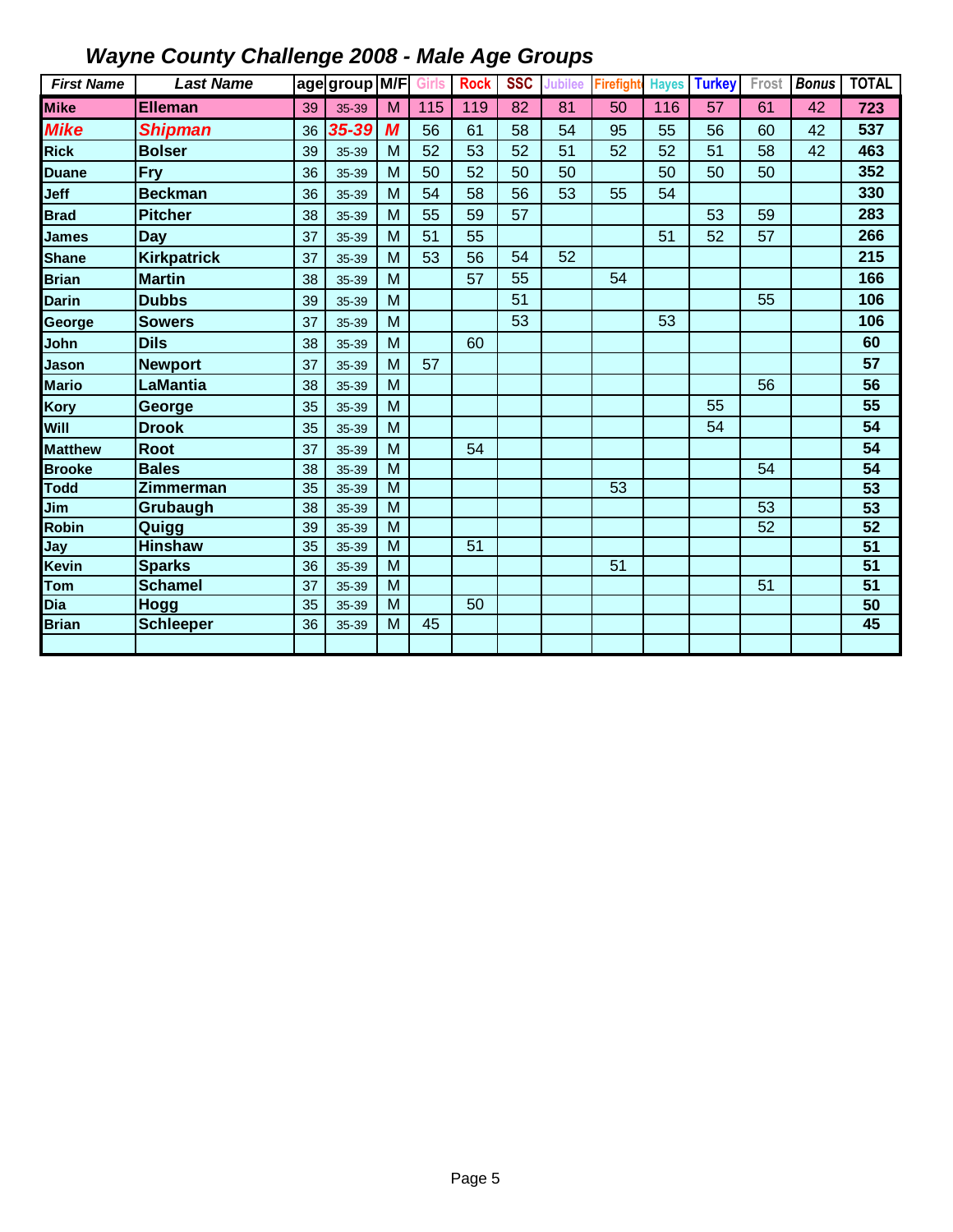## *Wayne County Challenge 2008 - Male Age Groups*

| First Name | Last Name | age | group | M/F | Girls | Rock | SSC | Jubilee | Firefight | Hayes | Turkey | Frost | Bonus | TOTAL |
|---|---|---|---|---|---|---|---|---|---|---|---|---|---|---|
| Mike | Elleman | 39 | 35-39 | M | 115 | 119 | 82 | 81 | 50 | 116 | 57 | 61 | 42 | 723 |
| Mike | Shipman | 36 | 35-39 | M | 56 | 61 | 58 | 54 | 95 | 55 | 56 | 60 | 42 | 537 |
| Rick | Bolser | 39 | 35-39 | M | 52 | 53 | 52 | 51 | 52 | 52 | 51 | 58 | 42 | 463 |
| Duane | Fry | 36 | 35-39 | M | 50 | 52 | 50 | 50 | | 50 | 50 | 50 | | 352 |
| Jeff | Beckman | 36 | 35-39 | M | 54 | 58 | 56 | 53 | 55 | 54 | | | | 330 |
| Brad | Pitcher | 38 | 35-39 | M | 55 | 59 | 57 | | | | 53 | 59 | | 283 |
| James | Day | 37 | 35-39 | M | 51 | 55 | | | | 51 | 52 | 57 | | 266 |
| Shane | Kirkpatrick | 37 | 35-39 | M | 53 | 56 | 54 | 52 | | | | | | 215 |
| Brian | Martin | 38 | 35-39 | M | | 57 | 55 | | 54 | | | | | 166 |
| Darin | Dubbs | 39 | 35-39 | M | | | 51 | | | | | 55 | | 106 |
| George | Sowers | 37 | 35-39 | M | | | 53 | | | 53 | | | | 106 |
| John | Dils | 38 | 35-39 | M | | 60 | | | | | | | | 60 |
| Jason | Newport | 37 | 35-39 | M | 57 | | | | | | | | | 57 |
| Mario | LaMantia | 38 | 35-39 | M | | | | | | | | 56 | | 56 |
| Kory | George | 35 | 35-39 | M | | | | | | | 55 | | | 55 |
| Will | Drook | 35 | 35-39 | M | | | | | | | 54 | | | 54 |
| Matthew | Root | 37 | 35-39 | M | | 54 | | | | | | | | 54 |
| Brooke | Bales | 38 | 35-39 | M | | | | | | | | 54 | | 54 |
| Todd | Zimmerman | 35 | 35-39 | M | | | | | 53 | | | | | 53 |
| Jim | Grubaugh | 38 | 35-39 | M | | | | | | | | 53 | | 53 |
| Robin | Quigg | 39 | 35-39 | M | | | | | | | | 52 | | 52 |
| Jay | Hinshaw | 35 | 35-39 | M | | 51 | | | | | | | | 51 |
| Kevin | Sparks | 36 | 35-39 | M | | | | | 51 | | | | | 51 |
| Tom | Schamel | 37 | 35-39 | M | | | | | | | | 51 | | 51 |
| Dia | Hogg | 35 | 35-39 | M | | 50 | | | | | | | | 50 |
| Brian | Schleeper | 36 | 35-39 | M | 45 | | | | | | | | | 45 |
| | | | | | | | | | | | | | | |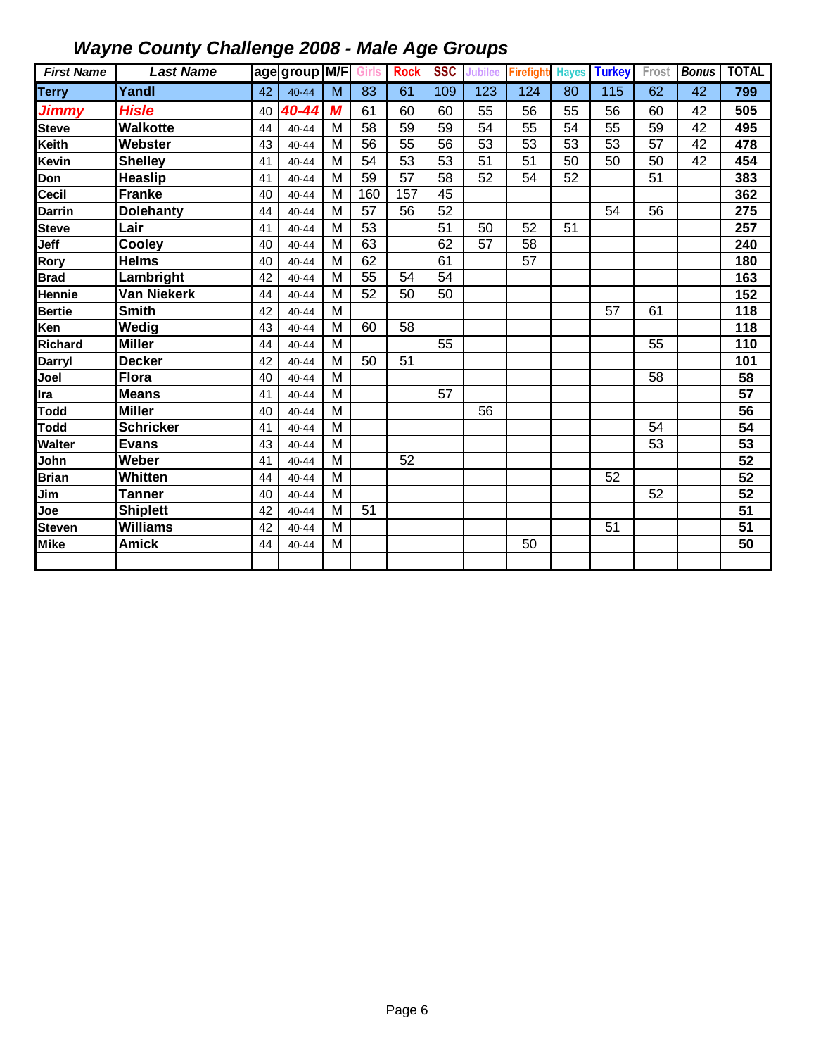## Wayne County Challenge 2008 - Male Age Groups

| First Name | Last Name | age | group | M/F | Girls | Rock | SSC | Jubilee | Firefight | Hayes | Turkey | Frost | Bonus | TOTAL |
|---|---|---|---|---|---|---|---|---|---|---|---|---|---|---|
| Terry | Yandl | 42 | 40-44 | M | 83 | 61 | 109 | 123 | 124 | 80 | 115 | 62 | 42 | 799 |
| Jimmy | Hisle | 40 | 40-44 | M | 61 | 60 | 60 | 55 | 56 | 55 | 56 | 60 | 42 | 505 |
| Steve | Walkotte | 44 | 40-44 | M | 58 | 59 | 59 | 54 | 55 | 54 | 55 | 59 | 42 | 495 |
| Keith | Webster | 43 | 40-44 | M | 56 | 55 | 56 | 53 | 53 | 53 | 53 | 57 | 42 | 478 |
| Kevin | Shelley | 41 | 40-44 | M | 54 | 53 | 53 | 51 | 51 | 50 | 50 | 50 | 42 | 454 |
| Don | Heaslip | 41 | 40-44 | M | 59 | 57 | 58 | 52 | 54 | 52 | | 51 | | 383 |
| Cecil | Franke | 40 | 40-44 | M | 160 | 157 | 45 | | | | | | | 362 |
| Darrin | Dolehanty | 44 | 40-44 | M | 57 | 56 | 52 | | | | 54 | 56 | | 275 |
| Steve | Lair | 41 | 40-44 | M | 53 | | 51 | 50 | 52 | 51 | | | | 257 |
| Jeff | Cooley | 40 | 40-44 | M | 63 | | 62 | 57 | 58 | | | | | 240 |
| Rory | Helms | 40 | 40-44 | M | 62 | | 61 | | 57 | | | | | 180 |
| Brad | Lambright | 42 | 40-44 | M | 55 | 54 | 54 | | | | | | | 163 |
| Hennie | Van Niekerk | 44 | 40-44 | M | 52 | 50 | 50 | | | | | | | 152 |
| Bertie | Smith | 42 | 40-44 | M | | | | | | | 57 | 61 | | 118 |
| Ken | Wedig | 43 | 40-44 | M | 60 | 58 | | | | | | | | 118 |
| Richard | Miller | 44 | 40-44 | M | | | 55 | | | | | 55 | | 110 |
| Darryl | Decker | 42 | 40-44 | M | 50 | 51 | | | | | | | | 101 |
| Joel | Flora | 40 | 40-44 | M | | | | | | | | 58 | | 58 |
| Ira | Means | 41 | 40-44 | M | | | 57 | | | | | | | 57 |
| Todd | Miller | 40 | 40-44 | M | | | | 56 | | | | | | 56 |
| Todd | Schricker | 41 | 40-44 | M | | | | | | | | 54 | | 54 |
| Walter | Evans | 43 | 40-44 | M | | | | | | | | 53 | | 53 |
| John | Weber | 41 | 40-44 | M | | 52 | | | | | | | | 52 |
| Brian | Whitten | 44 | 40-44 | M | | | | | | | 52 | | | 52 |
| Jim | Tanner | 40 | 40-44 | M | | | | | | | | 52 | | 52 |
| Joe | Shiplett | 42 | 40-44 | M | 51 | | | | | | | | | 51 |
| Steven | Williams | 42 | 40-44 | M | | | | | | | 51 | | | 51 |
| Mike | Amick | 44 | 40-44 | M | | | | | 50 | | | | | 50 |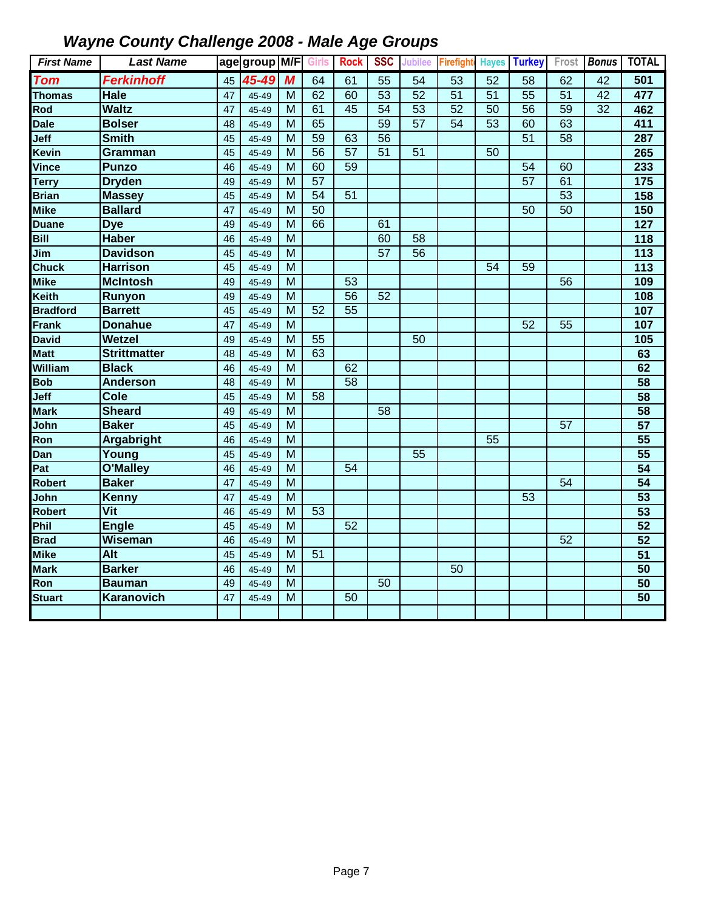# Wayne County Challenge 2008 - Male Age Groups

| First Name | Last Name | age | group | M/F | Girls | Rock | SSC | Jubilee | Firefight | Hayes | Turkey | Frost | Bonus | TOTAL |
|---|---|---|---|---|---|---|---|---|---|---|---|---|---|---|
| Tom | Ferkinhoff | 45 | 45-49 | M | 64 | 61 | 55 | 54 | 53 | 52 | 58 | 62 | 42 | 501 |
| Thomas | Hale | 47 | 45-49 | M | 62 | 60 | 53 | 52 | 51 | 51 | 55 | 51 | 42 | 477 |
| Rod | Waltz | 47 | 45-49 | M | 61 | 45 | 54 | 53 | 52 | 50 | 56 | 59 | 32 | 462 |
| Dale | Bolser | 48 | 45-49 | M | 65 | | 59 | 57 | 54 | 53 | 60 | 63 | | 411 |
| Jeff | Smith | 45 | 45-49 | M | 59 | 63 | 56 | | | | 51 | 58 | | 287 |
| Kevin | Gramman | 45 | 45-49 | M | 56 | 57 | 51 | 51 | | 50 | | | | 265 |
| Vince | Punzo | 46 | 45-49 | M | 60 | 59 | | | | | 54 | 60 | | 233 |
| Terry | Dryden | 49 | 45-49 | M | 57 | | | | | | 57 | 61 | | 175 |
| Brian | Massey | 45 | 45-49 | M | 54 | 51 | | | | | | 53 | | 158 |
| Mike | Ballard | 47 | 45-49 | M | 50 | | | | | | 50 | 50 | | 150 |
| Duane | Dye | 49 | 45-49 | M | 66 | | 61 | | | | | | | 127 |
| Bill | Haber | 46 | 45-49 | M | | | 60 | 58 | | | | | | 118 |
| Jim | Davidson | 45 | 45-49 | M | | | 57 | 56 | | | | | | 113 |
| Chuck | Harrison | 45 | 45-49 | M | | | | | | 54 | 59 | | | 113 |
| Mike | McIntosh | 49 | 45-49 | M | | 53 | | | | | | 56 | | 109 |
| Keith | Runyon | 49 | 45-49 | M | | 56 | 52 | | | | | | | 108 |
| Bradford | Barrett | 45 | 45-49 | M | 52 | 55 | | | | | | | | 107 |
| Frank | Donahue | 47 | 45-49 | M | | | | | | | 52 | 55 | | 107 |
| David | Wetzel | 49 | 45-49 | M | 55 | | | 50 | | | | | | 105 |
| Matt | Strittmatter | 48 | 45-49 | M | 63 | | | | | | | | | 63 |
| William | Black | 46 | 45-49 | M | | 62 | | | | | | | | 62 |
| Bob | Anderson | 48 | 45-49 | M | | 58 | | | | | | | | 58 |
| Jeff | Cole | 45 | 45-49 | M | 58 | | | | | | | | | 58 |
| Mark | Sheard | 49 | 45-49 | M | | | 58 | | | | | | | 58 |
| John | Baker | 45 | 45-49 | M | | | | | | | | 57 | | 57 |
| Ron | Argabright | 46 | 45-49 | M | | | | | | 55 | | | | 55 |
| Dan | Young | 45 | 45-49 | M | | | | 55 | | | | | | 55 |
| Pat | O'Malley | 46 | 45-49 | M | | 54 | | | | | | | | 54 |
| Robert | Baker | 47 | 45-49 | M | | | | | | | | 54 | | 54 |
| John | Kenny | 47 | 45-49 | M | | | | | | | 53 | | | 53 |
| Robert | Vit | 46 | 45-49 | M | 53 | | | | | | | | | 53 |
| Phil | Engle | 45 | 45-49 | M | | 52 | | | | | | | | 52 |
| Brad | Wiseman | 46 | 45-49 | M | | | | | | | | 52 | | 52 |
| Mike | Alt | 45 | 45-49 | M | 51 | | | | | | | | | 51 |
| Mark | Barker | 46 | 45-49 | M | | | | | 50 | | | | | 50 |
| Ron | Bauman | 49 | 45-49 | M | | | 50 | | | | | | | 50 |
| Stuart | Karanovich | 47 | 45-49 | M | | 50 | | | | | | | | 50 |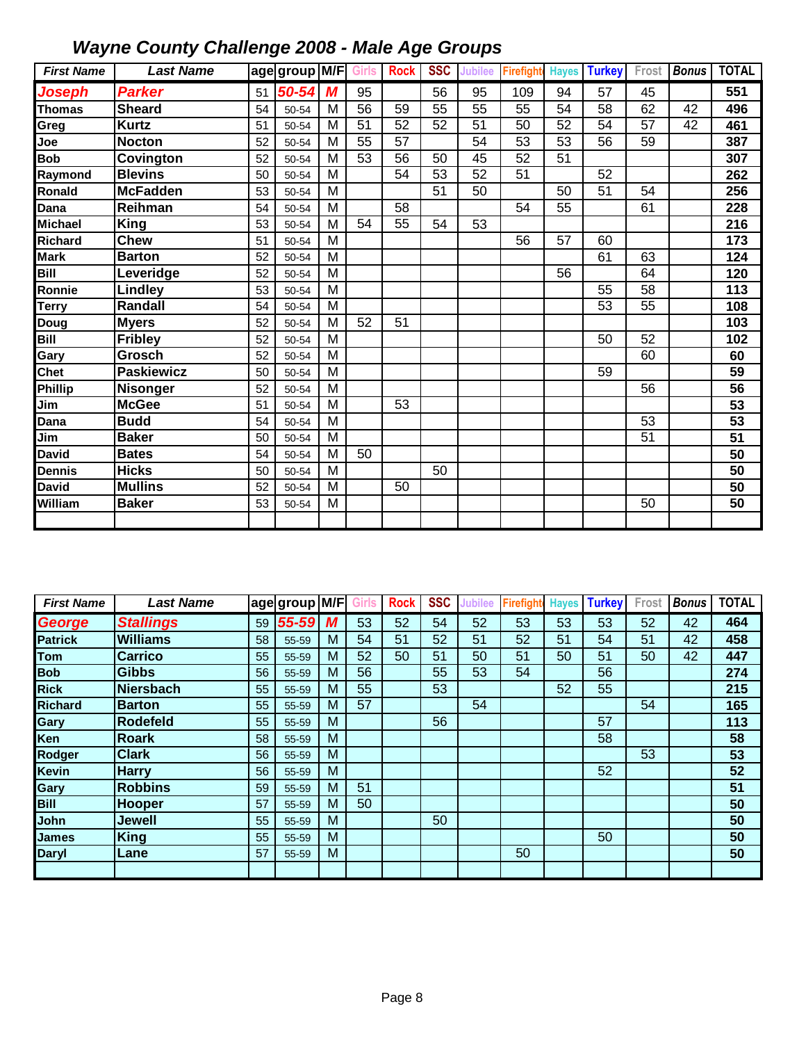# Wayne County Challenge 2008 - Male Age Groups

| First Name | Last Name | age | group | M/F | Girls | Rock | SSC | Jubilee | Firefight | Hayes | Turkey | Frost | Bonus | TOTAL |
|---|---|---|---|---|---|---|---|---|---|---|---|---|---|---|
| Joseph | Parker | 51 | 50-54 | M | 95 | | 56 | 95 | 109 | 94 | 57 | 45 | | 551 |
| Thomas | Sheard | 54 | 50-54 | M | 56 | 59 | 55 | 55 | 55 | 54 | 58 | 62 | 42 | 496 |
| Greg | Kurtz | 51 | 50-54 | M | 51 | 52 | 52 | 51 | 50 | 52 | 54 | 57 | 42 | 461 |
| Joe | Nocton | 52 | 50-54 | M | 55 | 57 | | 54 | 53 | 53 | 56 | 59 | | 387 |
| Bob | Covington | 52 | 50-54 | M | 53 | 56 | 50 | 45 | 52 | 51 | | | | 307 |
| Raymond | Blevins | 50 | 50-54 | M | | 54 | 53 | 52 | 51 | | 52 | | | 262 |
| Ronald | McFadden | 53 | 50-54 | M | | | 51 | 50 | | 50 | 51 | 54 | | 256 |
| Dana | Reihman | 54 | 50-54 | M | | 58 | | | 54 | 55 | | 61 | | 228 |
| Michael | King | 53 | 50-54 | M | 54 | 55 | 54 | 53 | | | | | | 216 |
| Richard | Chew | 51 | 50-54 | M | | | | | 56 | 57 | 60 | | | 173 |
| Mark | Barton | 52 | 50-54 | M | | | | | | | 61 | 63 | | 124 |
| Bill | Leveridge | 52 | 50-54 | M | | | | | | 56 | | 64 | | 120 |
| Ronnie | Lindley | 53 | 50-54 | M | | | | | | | 55 | 58 | | 113 |
| Terry | Randall | 54 | 50-54 | M | | | | | | | 53 | 55 | | 108 |
| Doug | Myers | 52 | 50-54 | M | 52 | 51 | | | | | | | | 103 |
| Bill | Fribley | 52 | 50-54 | M | | | | | | | 50 | 52 | | 102 |
| Gary | Grosch | 52 | 50-54 | M | | | | | | | | 60 | | 60 |
| Chet | Paskiewicz | 50 | 50-54 | M | | | | | | | 59 | | | 59 |
| Phillip | Nisonger | 52 | 50-54 | M | | | | | | | | 56 | | 56 |
| Jim | McGee | 51 | 50-54 | M | | 53 | | | | | | | | 53 |
| Dana | Budd | 54 | 50-54 | M | | | | | | | | 53 | | 53 |
| Jim | Baker | 50 | 50-54 | M | | | | | | | | 51 | | 51 |
| David | Bates | 54 | 50-54 | M | 50 | | | | | | | | | 50 |
| Dennis | Hicks | 50 | 50-54 | M | | | 50 | | | | | | | 50 |
| David | Mullins | 52 | 50-54 | M | | 50 | | | | | | | | 50 |
| William | Baker | 53 | 50-54 | M | | | | | | | | 50 | | 50 |

| First Name | Last Name | age | group | M/F | Girls | Rock | SSC | Jubilee | Firefight | Hayes | Turkey | Frost | Bonus | TOTAL |
|---|---|---|---|---|---|---|---|---|---|---|---|---|---|---|
| George | Stallings | 59 | 55-59 | M | 53 | 52 | 54 | 52 | 53 | 53 | 53 | 52 | 42 | 464 |
| Patrick | Williams | 58 | 55-59 | M | 54 | 51 | 52 | 51 | 52 | 51 | 54 | 51 | 42 | 458 |
| Tom | Carrico | 55 | 55-59 | M | 52 | 50 | 51 | 50 | 51 | 50 | 51 | 50 | 42 | 447 |
| Bob | Gibbs | 56 | 55-59 | M | 56 | | 55 | 53 | 54 | | 56 | | | 274 |
| Rick | Niersbach | 55 | 55-59 | M | 55 | | 53 | | | 52 | 55 | | | 215 |
| Richard | Barton | 55 | 55-59 | M | 57 | | | 54 | | | | 54 | | 165 |
| Gary | Rodefeld | 55 | 55-59 | M | | | 56 | | | | 57 | | | 113 |
| Ken | Roark | 58 | 55-59 | M | | | | | | | 58 | | | 58 |
| Rodger | Clark | 56 | 55-59 | M | | | | | | | | 53 | | 53 |
| Kevin | Harry | 56 | 55-59 | M | | | | | | | 52 | | | 52 |
| Gary | Robbins | 59 | 55-59 | M | 51 | | | | | | | | | 51 |
| Bill | Hooper | 57 | 55-59 | M | 50 | | | | | | | | | 50 |
| John | Jewell | 55 | 55-59 | M | | | 50 | | | | | | | 50 |
| James | King | 55 | 55-59 | M | | | | | | | 50 | | | 50 |
| Daryl | Lane | 57 | 55-59 | M | | | | | 50 | | | | | 50 |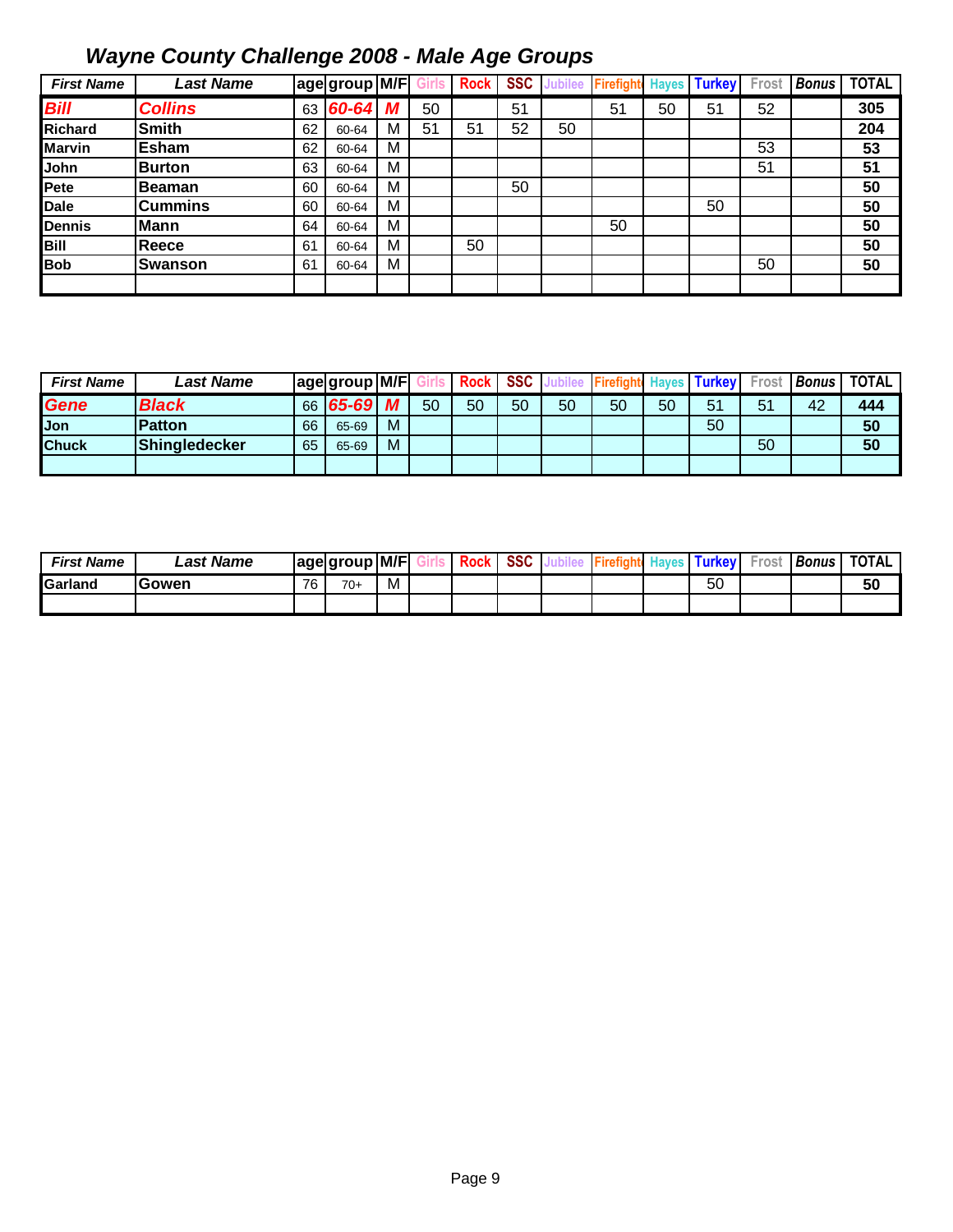## Wayne County Challenge 2008 - Male Age Groups

| First Name | Last Name | age | group | M/F | Girls | Rock | SSC | Jubilee | Firefight | Hayes | Turkey | Frost | Bonus | TOTAL |
|---|---|---|---|---|---|---|---|---|---|---|---|---|---|---|
| Bill | Collins | 63 | 60-64 | M | 50 | | 51 | | 51 | 50 | 51 | 52 | | 305 |
| Richard | Smith | 62 | 60-64 | M | 51 | 51 | 52 | 50 | | | | | | 204 |
| Marvin | Esham | 62 | 60-64 | M | | | | | | | | 53 | | 53 |
| John | Burton | 63 | 60-64 | M | | | | | | | | 51 | | 51 |
| Pete | Beaman | 60 | 60-64 | M | | | 50 | | | | | | | 50 |
| Dale | Cummins | 60 | 60-64 | M | | | | | | | 50 | | | 50 |
| Dennis | Mann | 64 | 60-64 | M | | | | | 50 | | | | | 50 |
| Bill | Reece | 61 | 60-64 | M | | 50 | | | | | | | | 50 |
| Bob | Swanson | 61 | 60-64 | M | | | | | | | | 50 | | 50 |
| | | | | | | | | | | | | | | |

| First Name | Last Name | age | group | M/F | Girls | Rock | SSC | Jubilee | Firefight | Hayes | Turkey | Frost | Bonus | TOTAL |
|---|---|---|---|---|---|---|---|---|---|---|---|---|---|---|
| Gene | Black | 66 | 65-69 | M | 50 | 50 | 50 | 50 | 50 | 50 | 51 | 51 | 42 | 444 |
| Jon | Patton | 66 | 65-69 | M | | | | | | | 50 | | | 50 |
| Chuck | Shingledecker | 65 | 65-69 | M | | | | | | | | 50 | | 50 |
| | | | | | | | | | | | | | | |

| First Name | Last Name | age | group | M/F | Girls | Rock | SSC | Jubilee | Firefight | Hayes | Turkey | Frost | Bonus | TOTAL |
|---|---|---|---|---|---|---|---|---|---|---|---|---|---|---|
| Garland | Gowen | 76 | 70+ | M | | | | | | | 50 | | | 50 |
| | | | | | | | | | | | | | | |